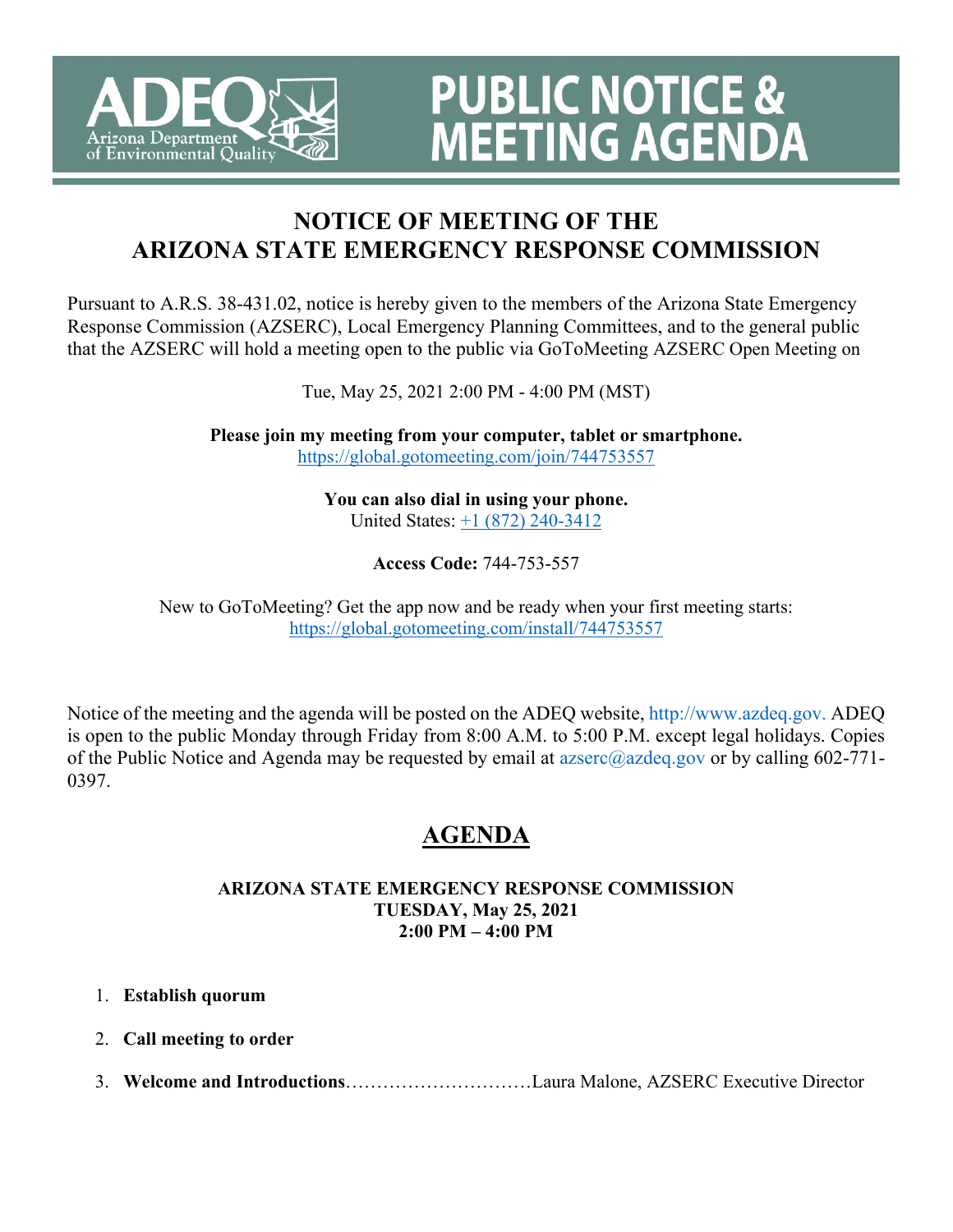# PUBLIC NOTICE & MEETING AGENDA

ADEQ — Arizona Department of Environmental Quality

## NOTICE OF MEETING OF THE ARIZONA STATE EMERGENCY RESPONSE COMMISSION

Pursuant to A.R.S. 38-431.02, notice is hereby given to the members of the Arizona State Emergency Response Commission (AZSERC), Local Emergency Planning Committees, and to the general public that the AZSERC will hold a meeting open to the public via GoToMeeting AZSERC Open Meeting on

Tue, May 25, 2021 2:00 PM - 4:00 PM (MST)

**Please join my meeting from your computer, tablet or smartphone.**
https://global.gotomeeting.com/join/744753557

**You can also dial in using your phone.**
United States: +1 (872) 240-3412

**Access Code:** 744-753-557

New to GoToMeeting? Get the app now and be ready when your first meeting starts:
https://global.gotomeeting.com/install/744753557

Notice of the meeting and the agenda will be posted on the ADEQ website, http://www.azdeq.gov. ADEQ is open to the public Monday through Friday from 8:00 A.M. to 5:00 P.M. except legal holidays. Copies of the Public Notice and Agenda may be requested by email at azserc@azdeq.gov or by calling 602-771-0397.

## AGENDA

**ARIZONA STATE EMERGENCY RESPONSE COMMISSION**
**TUESDAY, May 25, 2021**
**2:00 PM – 4:00 PM**

1. **Establish quorum**
2. **Call meeting to order**
3. **Welcome and Introductions**……………………………Laura Malone, AZSERC Executive Director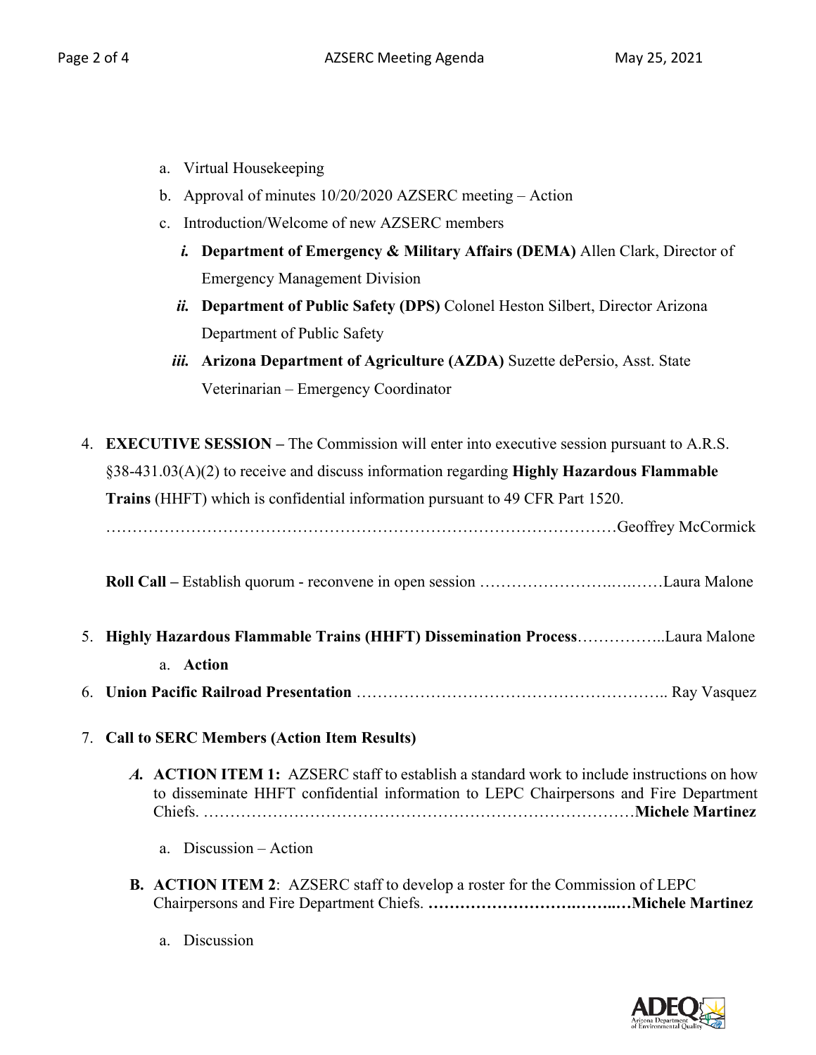a. Virtual Housekeeping
   b. Approval of minutes 10/20/2020 AZSERC meeting – Action
   c. Introduction/Welcome of new AZSERC members
      ***i.*** **Department of Emergency & Military Affairs (DEMA)** Allen Clark, Director of Emergency Management Division
      ***ii.*** **Department of Public Safety (DPS)** Colonel Heston Silbert, Director Arizona Department of Public Safety
      ***iii.*** **Arizona Department of Agriculture (AZDA)** Suzette dePersio, Asst. State Veterinarian – Emergency Coordinator

4. **EXECUTIVE SESSION –** The Commission will enter into executive session pursuant to A.R.S. §38-431.03(A)(2) to receive and discuss information regarding **Highly Hazardous Flammable Trains** (HHFT) which is confidential information pursuant to 49 CFR Part 1520. ……………………………………………………………………………………Geoffrey McCormick

   **Roll Call –** Establish quorum - reconvene in open session ……………………….….……Laura Malone

5. **Highly Hazardous Flammable Trains (HHFT) Dissemination Process**……………..Laura Malone
   a. **Action**
6. **Union Pacific Railroad Presentation** ………………………………………………….. Ray Vasquez

7. **Call to SERC Members (Action Item Results)**

   ***A.*** **ACTION ITEM 1:** AZSERC staff to establish a standard work to include instructions on how to disseminate HHFT confidential information to LEPC Chairpersons and Fire Department Chiefs. ……………………………………………………………………….**Michele Martinez**

      a. Discussion – Action

   **B. ACTION ITEM 2**: AZSERC staff to develop a roster for the Commission of LEPC Chairpersons and Fire Department Chiefs. **……………………….……..…Michele Martinez**

      a. Discussion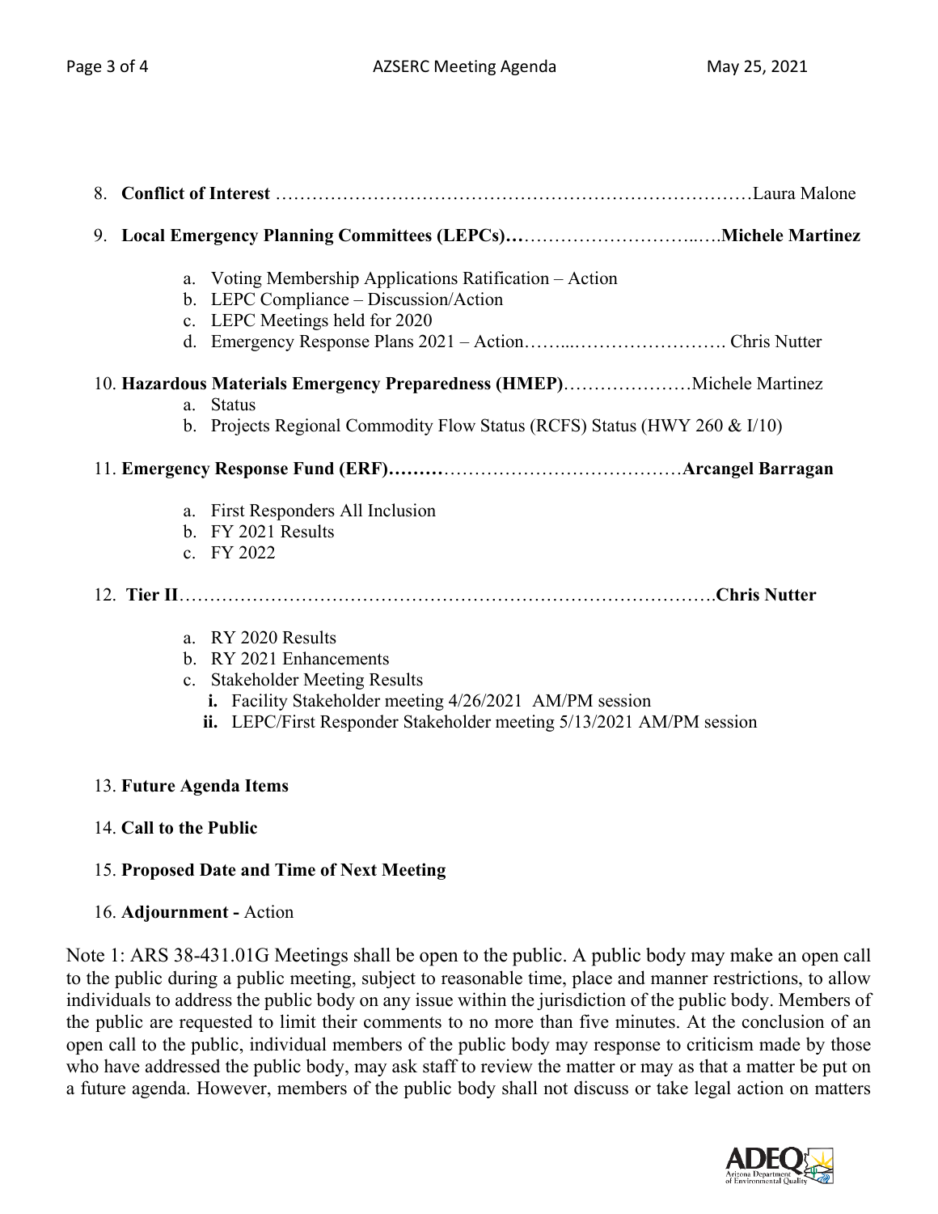8. **Conflict of Interest** ……………………………………………………………………Laura Malone

9. **Local Emergency Planning Committees (LEPCs)…**…………………………..….**Michele Martinez**

    a. Voting Membership Applications Ratification – Action
    b. LEPC Compliance – Discussion/Action
    c. LEPC Meetings held for 2020
    d. Emergency Response Plans 2021 – Action……...……………………. Chris Nutter

10. **Hazardous Materials Emergency Preparedness (HMEP)**…………………Michele Martinez

    a. Status
    b. Projects Regional Commodity Flow Status (RCFS) Status (HWY 260 & I/10)

11. **Emergency Response Fund (ERF)………**…………………………………**Arcangel Barragan**

    a. First Responders All Inclusion
    b. FY 2021 Results
    c. FY 2022

12. **Tier II**……………………………………………………………………………**Chris Nutter**

    a. RY 2020 Results
    b. RY 2021 Enhancements
    c. Stakeholder Meeting Results
        i. Facility Stakeholder meeting 4/26/2021 AM/PM session
        ii. LEPC/First Responder Stakeholder meeting 5/13/2021 AM/PM session

13. **Future Agenda Items**

14. **Call to the Public**

15. **Proposed Date and Time of Next Meeting**

16. **Adjournment -** Action

Note 1: ARS 38-431.01G Meetings shall be open to the public. A public body may make an open call to the public during a public meeting, subject to reasonable time, place and manner restrictions, to allow individuals to address the public body on any issue within the jurisdiction of the public body. Members of the public are requested to limit their comments to no more than five minutes. At the conclusion of an open call to the public, individual members of the public body may response to criticism made by those who have addressed the public body, may ask staff to review the matter or may as that a matter be put on a future agenda. However, members of the public body shall not discuss or take legal action on matters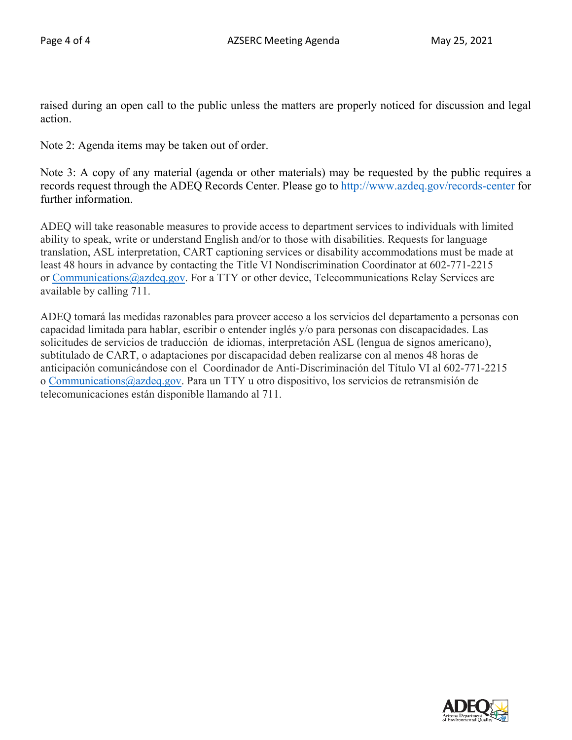raised during an open call to the public unless the matters are properly noticed for discussion and legal action.

Note 2: Agenda items may be taken out of order.

Note 3: A copy of any material (agenda or other materials) may be requested by the public requires a records request through the ADEQ Records Center. Please go to http://www.azdeq.gov/records-center for further information.

ADEQ will take reasonable measures to provide access to department services to individuals with limited ability to speak, write or understand English and/or to those with disabilities. Requests for language translation, ASL interpretation, CART captioning services or disability accommodations must be made at least 48 hours in advance by contacting the Title VI Nondiscrimination Coordinator at 602-771-2215 or Communications@azdeq.gov. For a TTY or other device, Telecommunications Relay Services are available by calling 711.

ADEQ tomará las medidas razonables para proveer acceso a los servicios del departamento a personas con capacidad limitada para hablar, escribir o entender inglés y/o para personas con discapacidades. Las solicitudes de servicios de traducción de idiomas, interpretación ASL (lengua de signos americano), subtitulado de CART, o adaptaciones por discapacidad deben realizarse con al menos 48 horas de anticipación comunicándose con el Coordinador de Anti-Discriminación del Título VI al 602-771-2215 o Communications@azdeq.gov. Para un TTY u otro dispositivo, los servicios de retransmisión de telecomunicaciones están disponible llamando al 711.